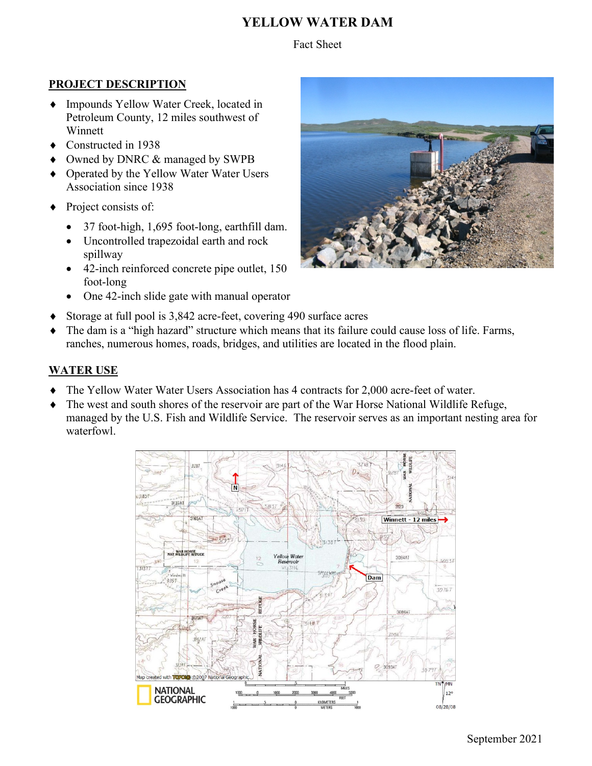# YELLOW WATER DAM

Fact Sheet

## PROJECT DESCRIPTION

- Impounds Yellow Water Creek, located in Petroleum County, 12 miles southwest of Winnett
- Constructed in 1938
- Owned by DNRC & managed by SWPB
- Operated by the Yellow Water Water Users Association since 1938
- Project consists of:
  - 37 foot-high, 1,695 foot-long, earthfill dam.
  - Uncontrolled trapezoidal earth and rock spillway
  - 42-inch reinforced concrete pipe outlet, 150 foot-long
  - One 42-inch slide gate with manual operator
- Storage at full pool is 3,842 acre-feet, covering 490 surface acres
- The dam is a "high hazard" structure which means that its failure could cause loss of life. Farms, ranches, numerous homes, roads, bridges, and utilities are located in the flood plain.

## WATER USE

- The Yellow Water Water Users Association has 4 contracts for 2,000 acre-feet of water.
- The west and south shores of the reservoir are part of the War Horse National Wildlife Refuge, managed by the U.S. Fish and Wildlife Service. The reservoir serves as an important nesting area for waterfowl.

September 2021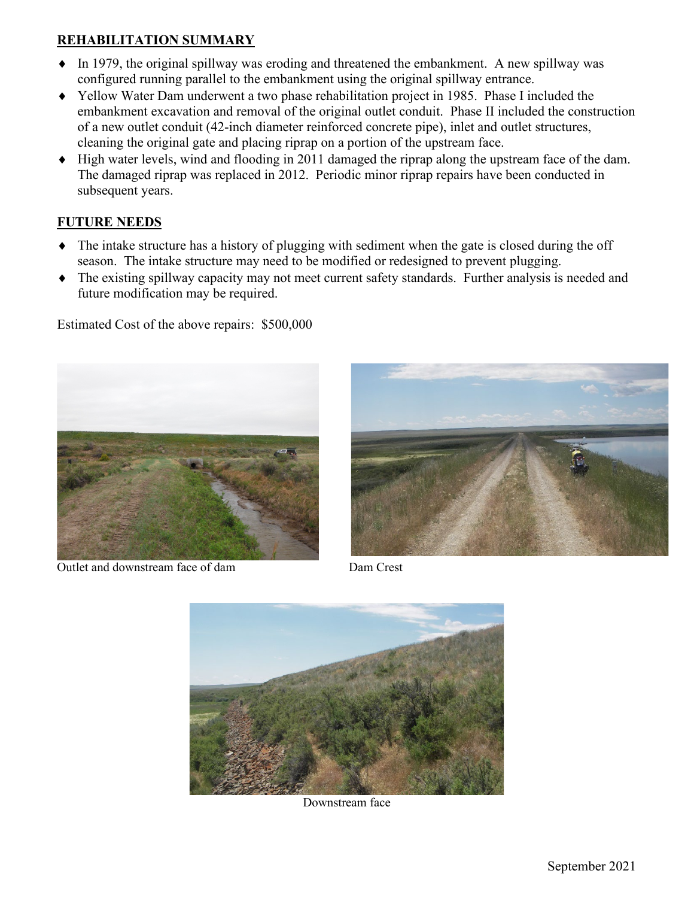## REHABILITATION SUMMARY

- In 1979, the original spillway was eroding and threatened the embankment. A new spillway was configured running parallel to the embankment using the original spillway entrance.
- Yellow Water Dam underwent a two phase rehabilitation project in 1985. Phase I included the embankment excavation and removal of the original outlet conduit. Phase II included the construction of a new outlet conduit (42-inch diameter reinforced concrete pipe), inlet and outlet structures, cleaning the original gate and placing riprap on a portion of the upstream face.
- High water levels, wind and flooding in 2011 damaged the riprap along the upstream face of the dam. The damaged riprap was replaced in 2012. Periodic minor riprap repairs have been conducted in subsequent years.

## FUTURE NEEDS

- The intake structure has a history of plugging with sediment when the gate is closed during the off season. The intake structure may need to be modified or redesigned to prevent plugging.
- The existing spillway capacity may not meet current safety standards. Further analysis is needed and future modification may be required.

Estimated Cost of the above repairs: $500,000

Outlet and downstream face of dam

Dam Crest

Downstream face

September 2021